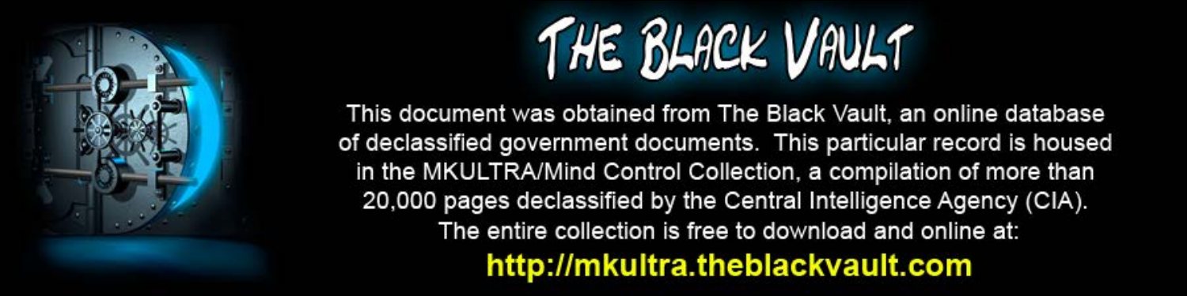# THE BLACK VAULT

This document was obtained from The Black Vault, an online database of declassified government documents. This particular record is housed in the MKULTRA/Mind Control Collection, a compilation of more than 20,000 pages declassified by the Central Intelligence Agency (CIA). The entire collection is free to download and online at:

**http://mkultra.theblackvault.com**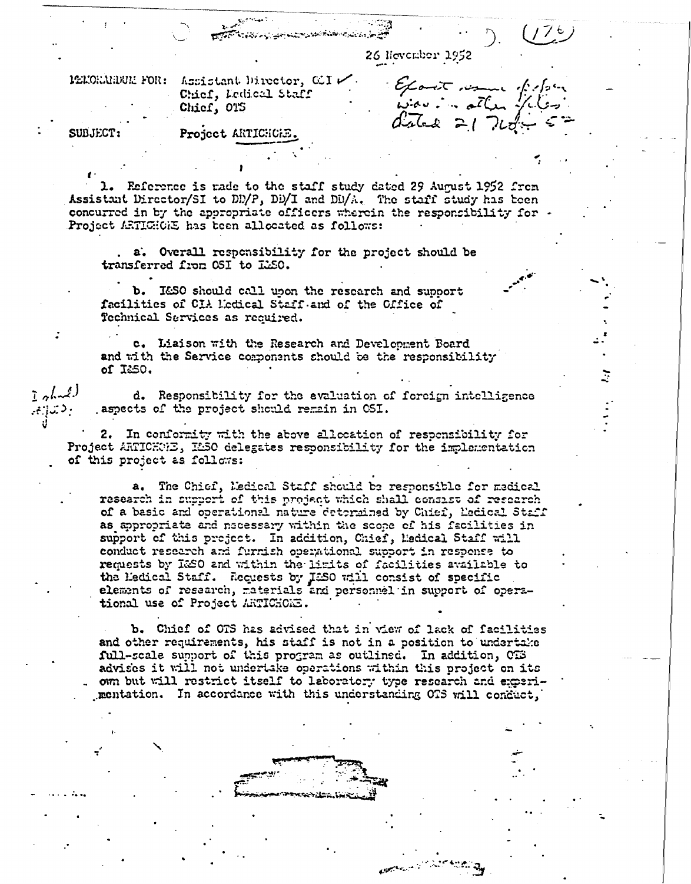26 November 1952

MEMORANDUM FOR: Assistant Director, OSI ✓
Chief, Medical Staff
Chief, OTS

*Except same paper was in other files dated 21 Nov 52*

SUBJECT: Project ARTICHOKE.

1. Reference is made to the staff study dated 29 August 1952 from Assistant Director/SI to DD/P, DD/I and DD/A. The staff study has been concurred in by the appropriate officers wherein the responsibility for Project ARTICHOKE has been allocated as follows:

a. Overall responsibility for the project should be transferred from OSI to I&SO.

b. I&SO should call upon the research and support facilities of CIA Medical Staff and of the Office of Technical Services as required.

c. Liaison with the Research and Development Board and with the Service components should be the responsibility of I&SO.

d. Responsibility for the evaluation of foreign intelligence aspects of the project should remain in OSI.

2. In conformity with the above allocation of responsibility for Project ARTICHOKE, I&SO delegates responsibility for the implementation of this project as follows:

a. The Chief, Medical Staff should be responsible for medical research in support of this project which shall consist of research of a basic and operational nature determined by Chief, Medical Staff as appropriate and necessary within the scope of his facilities in support of this project. In addition, Chief, Medical Staff will conduct research and furnish operational support in response to requests by I&SO and within the limits of facilities available to the Medical Staff. Requests by I&SO will consist of specific elements of research, materials and personnel in support of operational use of Project ARTICHOKE.

b. Chief of OTS has advised that in view of lack of facilities and other requirements, his staff is not in a position to undertake full-scale support of this program as outlined. In addition, OTS advises it will not undertake operations within this project on its own but will restrict itself to laboratory type research and experimentation. In accordance with this understanding OTS will conduct,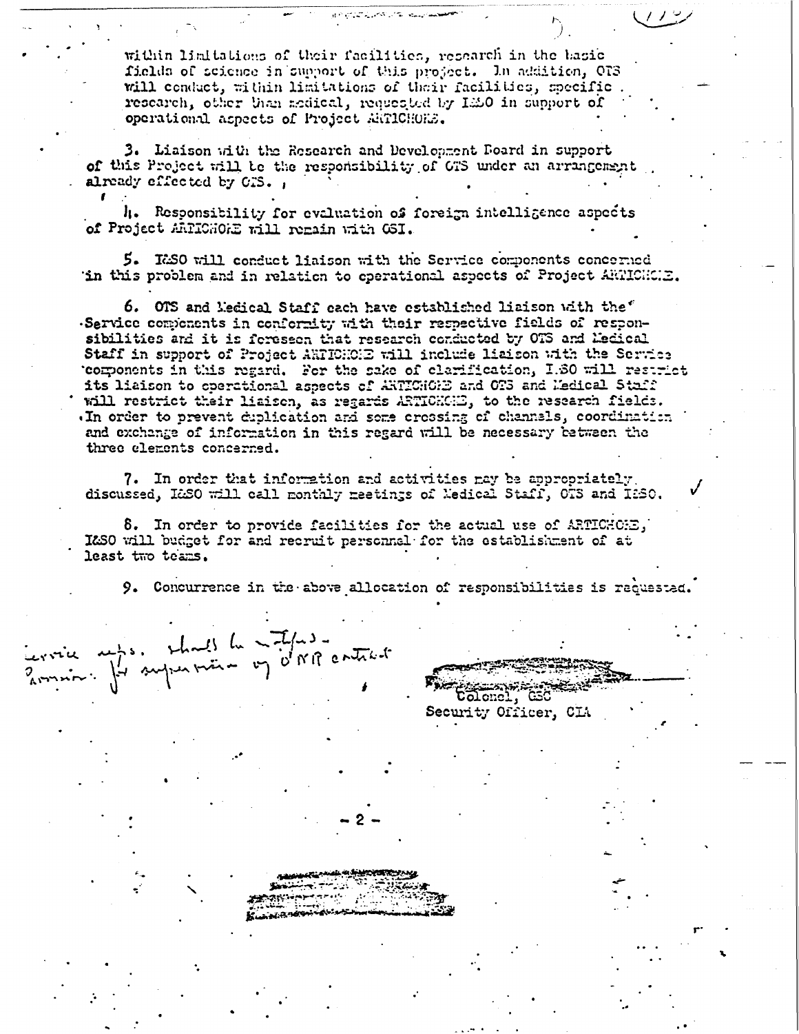within limitations of their facilities, research in the basic fields of science in support of this project. In addition, OTS will conduct, within limitations of their facilities, specific research, other than medical, requested by I&SO in support of operational aspects of Project ARTICHOKE.

3. Liaison with the Research and Development Board in support of this Project will be the responsibility of OTS under an arrangement already effected by OTS.

4. Responsibility for evaluation of foreign intelligence aspects of Project ARTICHOKE will remain with OSI.

5. I&SO will conduct liaison with the Service components concerned in this problem and in relation to operational aspects of Project ARTICHOKE.

6. OTS and Medical Staff each have established liaison with the Service components in conformity with their respective fields of responsibilities and it is foreseen that research conducted by OTS and Medical Staff in support of Project ARTICHOKE will include liaison with the Service components in this regard. For the sake of clarification, I&SO will restrict its liaison to operational aspects of ARTICHOKE and OTS and Medical Staff will restrict their liaison, as regards ARTICHOKE, to the research fields. In order to prevent duplication and some crossing of channels, coordination and exchange of information in this regard will be necessary between the three elements concerned.

7. In order that information and activities may be appropriately discussed, I&SO will call monthly meetings of Medical Staff, OTS and I&SO.

8. In order to provide facilities for the actual use of ARTICHOKE, I&SO will budget for and recruit personnel for the establishment of at least two teams.

9. Concurrence in the above allocation of responsibilities is requested.

Service reps. should be ... Responsible for supervision of ONR contract

Colonel, GSC
Security Officer, CIA